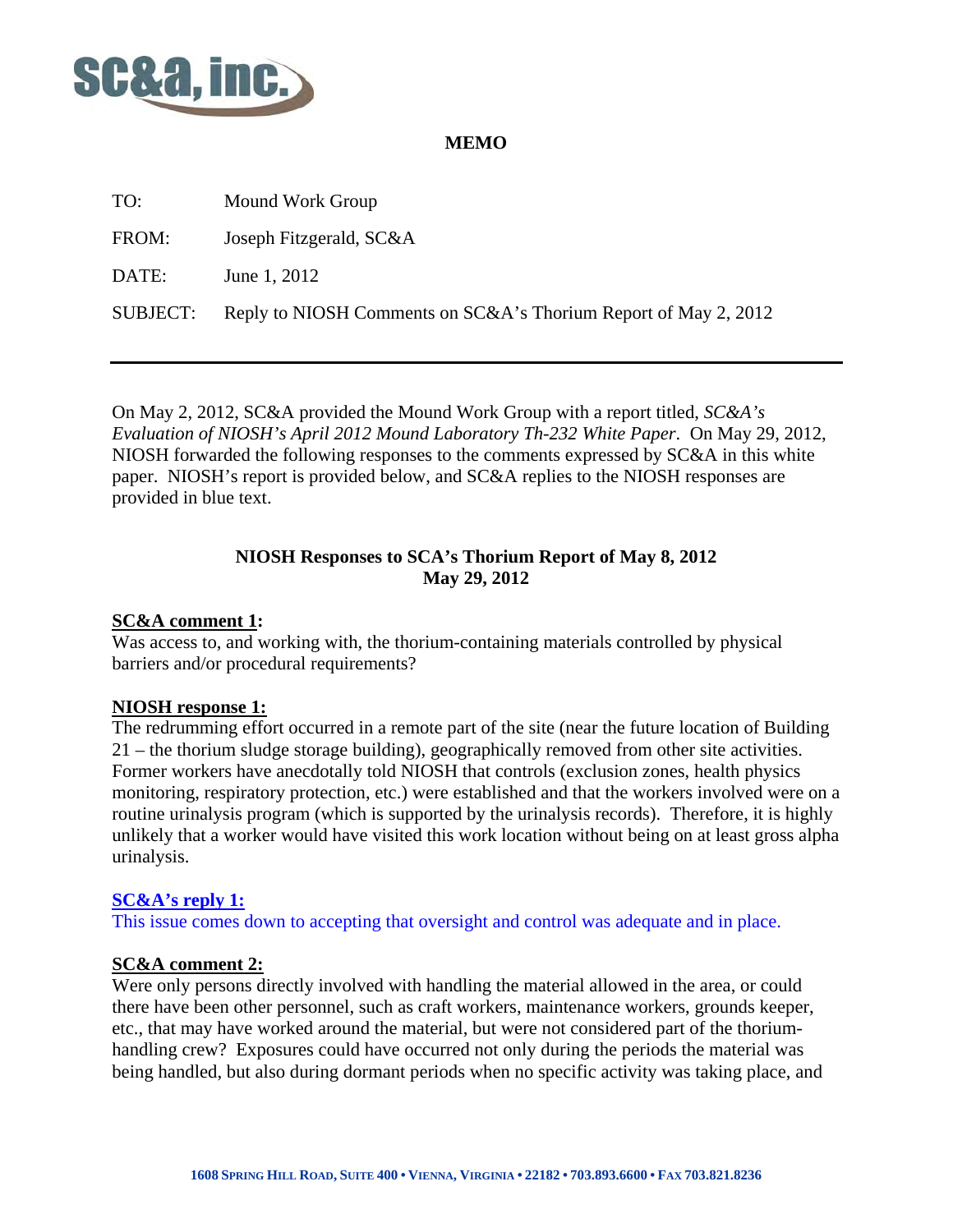# MEMO

TO: Mound Work Group

FROM: Joseph Fitzgerald, SC&A

DATE: June 1, 2012

SUBJECT: Reply to NIOSH Comments on SC&A's Thorium Report of May 2, 2012

---

On May 2, 2012, SC&A provided the Mound Work Group with a report titled, *SC&A's Evaluation of NIOSH's April 2012 Mound Laboratory Th-232 White Paper*. On May 29, 2012, NIOSH forwarded the following responses to the comments expressed by SC&A in this white paper. NIOSH's report is provided below, and SC&A replies to the NIOSH responses are provided in blue text.

## NIOSH Responses to SCA's Thorium Report of May 8, 2012
## May 29, 2012

**SC&A comment 1:**
Was access to, and working with, the thorium-containing materials controlled by physical barriers and/or procedural requirements?

**NIOSH response 1:**
The redrumming effort occurred in a remote part of the site (near the future location of Building 21 – the thorium sludge storage building), geographically removed from other site activities. Former workers have anecdotally told NIOSH that controls (exclusion zones, health physics monitoring, respiratory protection, etc.) were established and that the workers involved were on a routine urinalysis program (which is supported by the urinalysis records). Therefore, it is highly unlikely that a worker would have visited this work location without being on at least gross alpha urinalysis.

**SC&A's reply 1:**
This issue comes down to accepting that oversight and control was adequate and in place.

**SC&A comment 2:**
Were only persons directly involved with handling the material allowed in the area, or could there have been other personnel, such as craft workers, maintenance workers, grounds keeper, etc., that may have worked around the material, but were not considered part of the thorium-handling crew? Exposures could have occurred not only during the periods the material was being handled, but also during dormant periods when no specific activity was taking place, and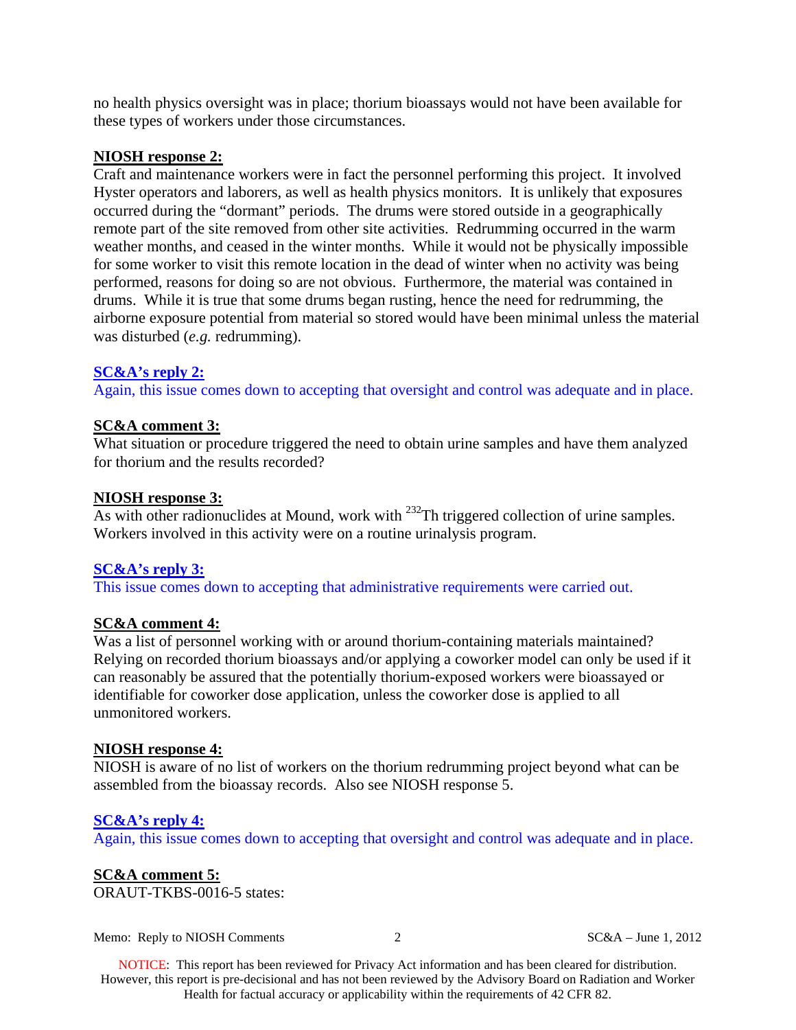no health physics oversight was in place; thorium bioassays would not have been available for these types of workers under those circumstances.

**NIOSH response 2:**

Craft and maintenance workers were in fact the personnel performing this project. It involved Hyster operators and laborers, as well as health physics monitors. It is unlikely that exposures occurred during the "dormant" periods. The drums were stored outside in a geographically remote part of the site removed from other site activities. Redrumming occurred in the warm weather months, and ceased in the winter months. While it would not be physically impossible for some worker to visit this remote location in the dead of winter when no activity was being performed, reasons for doing so are not obvious. Furthermore, the material was contained in drums. While it is true that some drums began rusting, hence the need for redrumming, the airborne exposure potential from material so stored would have been minimal unless the material was disturbed (*e.g.* redrumming).

**SC&A's reply 2:**

Again, this issue comes down to accepting that oversight and control was adequate and in place.

**SC&A comment 3:**

What situation or procedure triggered the need to obtain urine samples and have them analyzed for thorium and the results recorded?

**NIOSH response 3:**

As with other radionuclides at Mound, work with $^{232}$Th triggered collection of urine samples. Workers involved in this activity were on a routine urinalysis program.

**SC&A's reply 3:**

This issue comes down to accepting that administrative requirements were carried out.

**SC&A comment 4:**

Was a list of personnel working with or around thorium-containing materials maintained? Relying on recorded thorium bioassays and/or applying a coworker model can only be used if it can reasonably be assured that the potentially thorium-exposed workers were bioassayed or identifiable for coworker dose application, unless the coworker dose is applied to all unmonitored workers.

**NIOSH response 4:**

NIOSH is aware of no list of workers on the thorium redrumming project beyond what can be assembled from the bioassay records. Also see NIOSH response 5.

**SC&A's reply 4:**

Again, this issue comes down to accepting that oversight and control was adequate and in place.

**SC&A comment 5:**

ORAUT-TKBS-0016-5 states:

NOTICE: This report has been reviewed for Privacy Act information and has been cleared for distribution. However, this report is pre-decisional and has not been reviewed by the Advisory Board on Radiation and Worker Health for factual accuracy or applicability within the requirements of 42 CFR 82.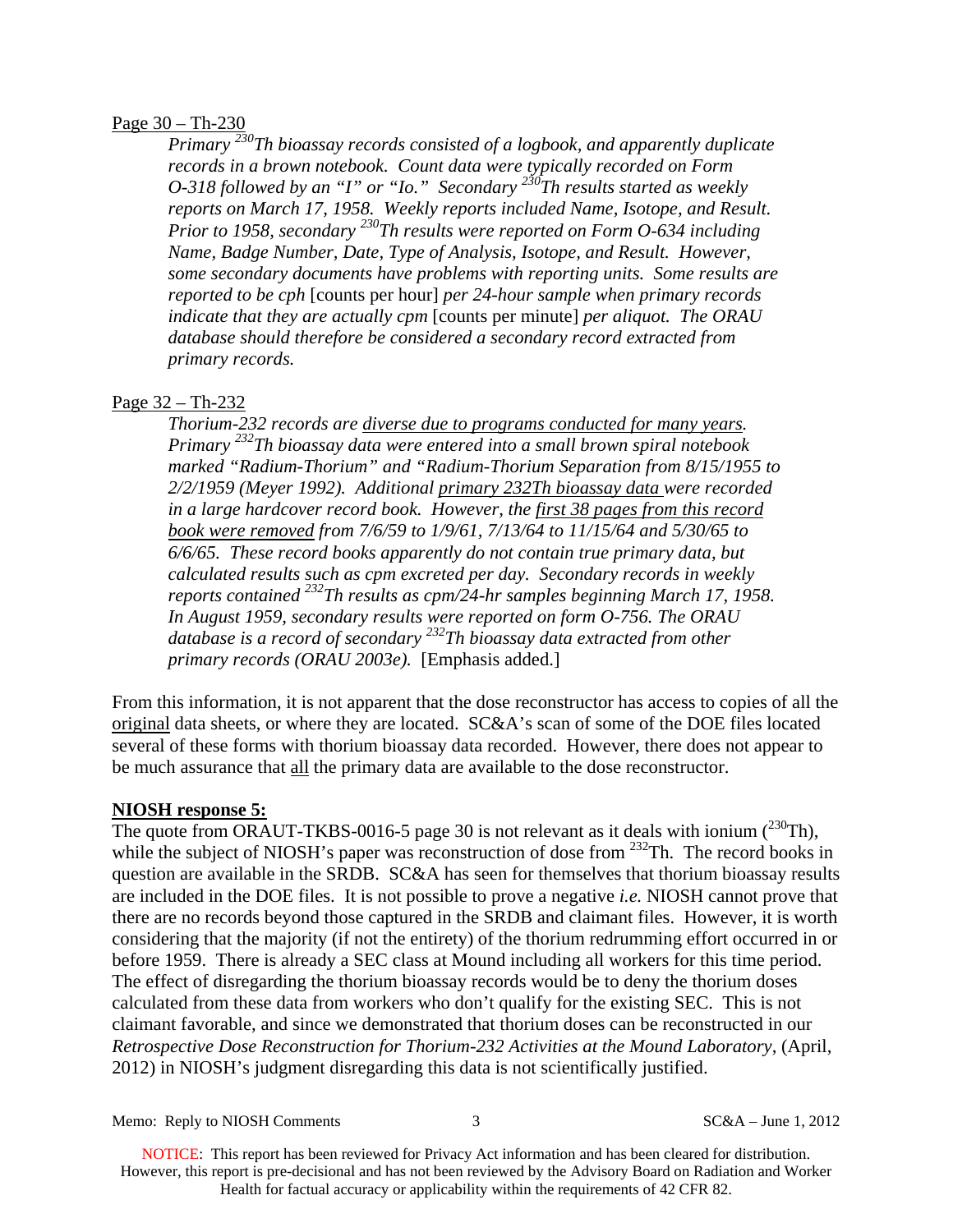Page 30 – Th-230

> *Primary $^{230}$Th bioassay records consisted of a logbook, and apparently duplicate records in a brown notebook. Count data were typically recorded on Form O-318 followed by an "I" or "Io." Secondary $^{230}$Th results started as weekly reports on March 17, 1958. Weekly reports included Name, Isotope, and Result. Prior to 1958, secondary $^{230}$Th results were reported on Form O-634 including Name, Badge Number, Date, Type of Analysis, Isotope, and Result. However, some secondary documents have problems with reporting units. Some results are reported to be cph* [counts per hour] *per 24-hour sample when primary records indicate that they are actually cpm* [counts per minute] *per aliquot. The ORAU database should therefore be considered a secondary record extracted from primary records.*

Page 32 – Th-232

> *Thorium-232 records are diverse due to programs conducted for many years. Primary $^{232}$Th bioassay data were entered into a small brown spiral notebook marked "Radium-Thorium" and "Radium-Thorium Separation from 8/15/1955 to 2/2/1959 (Meyer 1992). Additional primary 232Th bioassay data were recorded in a large hardcover record book. However, the first 38 pages from this record book were removed from 7/6/59 to 1/9/61, 7/13/64 to 11/15/64 and 5/30/65 to 6/6/65. These record books apparently do not contain true primary data, but calculated results such as cpm excreted per day. Secondary records in weekly reports contained $^{232}$Th results as cpm/24-hr samples beginning March 17, 1958. In August 1959, secondary results were reported on form O-756. The ORAU database is a record of secondary $^{232}$Th bioassay data extracted from other primary records (ORAU 2003e).* [Emphasis added.]

From this information, it is not apparent that the dose reconstructor has access to copies of all the original data sheets, or where they are located. SC&A's scan of some of the DOE files located several of these forms with thorium bioassay data recorded. However, there does not appear to be much assurance that all the primary data are available to the dose reconstructor.

**NIOSH response 5:**

The quote from ORAUT-TKBS-0016-5 page 30 is not relevant as it deals with ionium ($^{230}$Th), while the subject of NIOSH's paper was reconstruction of dose from $^{232}$Th. The record books in question are available in the SRDB. SC&A has seen for themselves that thorium bioassay results are included in the DOE files. It is not possible to prove a negative *i.e.* NIOSH cannot prove that there are no records beyond those captured in the SRDB and claimant files. However, it is worth considering that the majority (if not the entirety) of the thorium redrumming effort occurred in or before 1959. There is already a SEC class at Mound including all workers for this time period. The effect of disregarding the thorium bioassay records would be to deny the thorium doses calculated from these data from workers who don't qualify for the existing SEC. This is not claimant favorable, and since we demonstrated that thorium doses can be reconstructed in our *Retrospective Dose Reconstruction for Thorium-232 Activities at the Mound Laboratory*, (April, 2012) in NIOSH's judgment disregarding this data is not scientifically justified.

NOTICE: This report has been reviewed for Privacy Act information and has been cleared for distribution. However, this report is pre-decisional and has not been reviewed by the Advisory Board on Radiation and Worker Health for factual accuracy or applicability within the requirements of 42 CFR 82.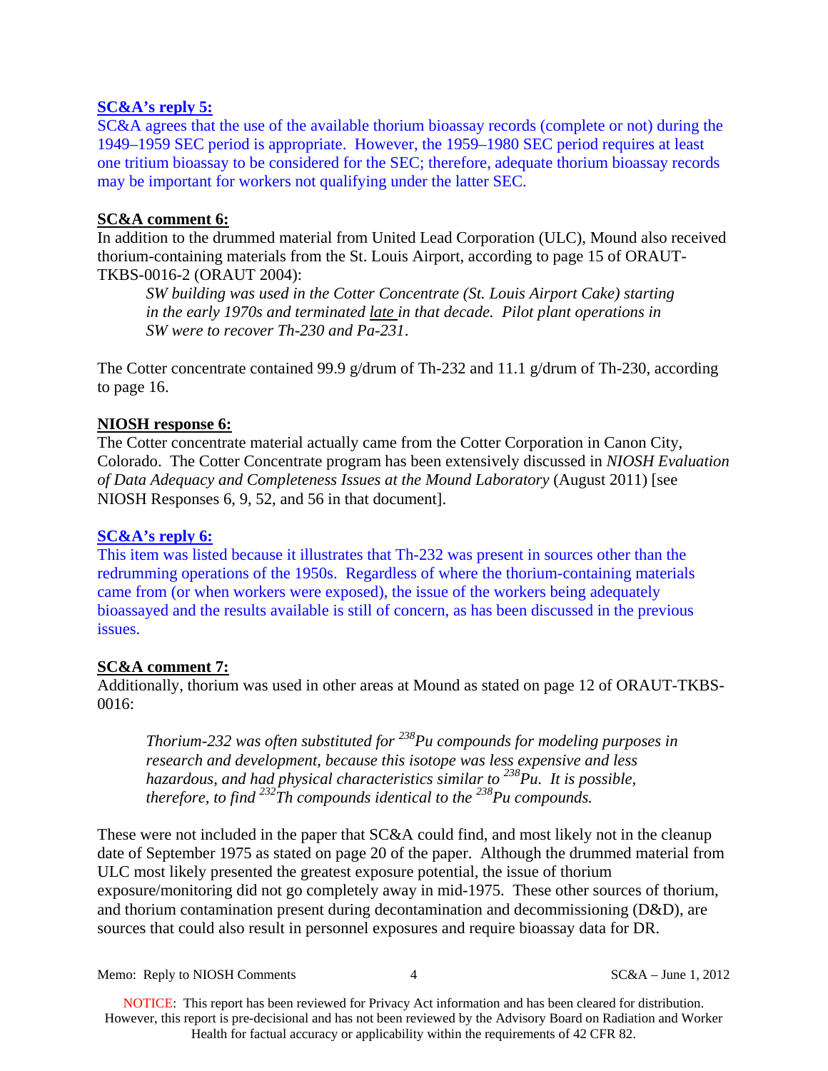**SC&A's reply 5:**

SC&A agrees that the use of the available thorium bioassay records (complete or not) during the 1949–1959 SEC period is appropriate. However, the 1959–1980 SEC period requires at least one tritium bioassay to be considered for the SEC; therefore, adequate thorium bioassay records may be important for workers not qualifying under the latter SEC.

**SC&A comment 6:**

In addition to the drummed material from United Lead Corporation (ULC), Mound also received thorium-containing materials from the St. Louis Airport, according to page 15 of ORAUT-TKBS-0016-2 (ORAUT 2004):

> *SW building was used in the Cotter Concentrate (St. Louis Airport Cake) starting in the early 1970s and terminated late in that decade. Pilot plant operations in SW were to recover Th-230 and Pa-231.*

The Cotter concentrate contained 99.9 g/drum of Th-232 and 11.1 g/drum of Th-230, according to page 16.

**NIOSH response 6:**

The Cotter concentrate material actually came from the Cotter Corporation in Canon City, Colorado. The Cotter Concentrate program has been extensively discussed in *NIOSH Evaluation of Data Adequacy and Completeness Issues at the Mound Laboratory* (August 2011) [see NIOSH Responses 6, 9, 52, and 56 in that document].

**SC&A's reply 6:**

This item was listed because it illustrates that Th-232 was present in sources other than the redrumming operations of the 1950s. Regardless of where the thorium-containing materials came from (or when workers were exposed), the issue of the workers being adequately bioassayed and the results available is still of concern, as has been discussed in the previous issues.

**SC&A comment 7:**

Additionally, thorium was used in other areas at Mound as stated on page 12 of ORAUT-TKBS-0016:

> *Thorium-232 was often substituted for $^{238}$Pu compounds for modeling purposes in research and development, because this isotope was less expensive and less hazardous, and had physical characteristics similar to $^{238}$Pu. It is possible, therefore, to find $^{232}$Th compounds identical to the $^{238}$Pu compounds.*

These were not included in the paper that SC&A could find, and most likely not in the cleanup date of September 1975 as stated on page 20 of the paper. Although the drummed material from ULC most likely presented the greatest exposure potential, the issue of thorium exposure/monitoring did not go completely away in mid-1975. These other sources of thorium, and thorium contamination present during decontamination and decommissioning (D&D), are sources that could also result in personnel exposures and require bioassay data for DR.

NOTICE: This report has been reviewed for Privacy Act information and has been cleared for distribution. However, this report is pre-decisional and has not been reviewed by the Advisory Board on Radiation and Worker Health for factual accuracy or applicability within the requirements of 42 CFR 82.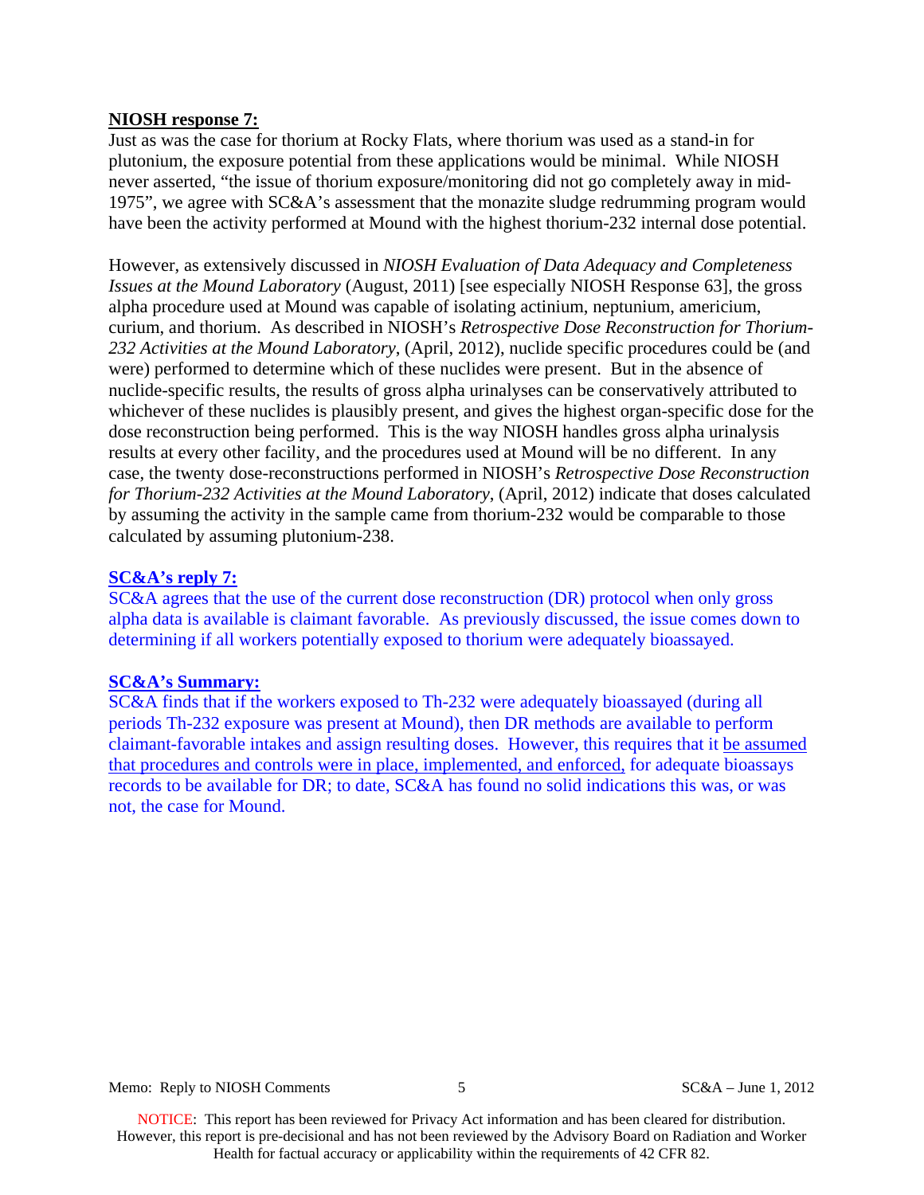**NIOSH response 7:**

Just as was the case for thorium at Rocky Flats, where thorium was used as a stand-in for plutonium, the exposure potential from these applications would be minimal. While NIOSH never asserted, "the issue of thorium exposure/monitoring did not go completely away in mid-1975", we agree with SC&A's assessment that the monazite sludge redrumming program would have been the activity performed at Mound with the highest thorium-232 internal dose potential.

However, as extensively discussed in *NIOSH Evaluation of Data Adequacy and Completeness Issues at the Mound Laboratory* (August, 2011) [see especially NIOSH Response 63], the gross alpha procedure used at Mound was capable of isolating actinium, neptunium, americium, curium, and thorium. As described in NIOSH's *Retrospective Dose Reconstruction for Thorium-232 Activities at the Mound Laboratory*, (April, 2012), nuclide specific procedures could be (and were) performed to determine which of these nuclides were present. But in the absence of nuclide-specific results, the results of gross alpha urinalyses can be conservatively attributed to whichever of these nuclides is plausibly present, and gives the highest organ-specific dose for the dose reconstruction being performed. This is the way NIOSH handles gross alpha urinalysis results at every other facility, and the procedures used at Mound will be no different. In any case, the twenty dose-reconstructions performed in NIOSH's *Retrospective Dose Reconstruction for Thorium-232 Activities at the Mound Laboratory*, (April, 2012) indicate that doses calculated by assuming the activity in the sample came from thorium-232 would be comparable to those calculated by assuming plutonium-238.

**SC&A's reply 7:**

SC&A agrees that the use of the current dose reconstruction (DR) protocol when only gross alpha data is available is claimant favorable. As previously discussed, the issue comes down to determining if all workers potentially exposed to thorium were adequately bioassayed.

**SC&A's Summary:**

SC&A finds that if the workers exposed to Th-232 were adequately bioassayed (during all periods Th-232 exposure was present at Mound), then DR methods are available to perform claimant-favorable intakes and assign resulting doses. However, this requires that it be assumed that procedures and controls were in place, implemented, and enforced, for adequate bioassays records to be available for DR; to date, SC&A has found no solid indications this was, or was not, the case for Mound.

NOTICE: This report has been reviewed for Privacy Act information and has been cleared for distribution. However, this report is pre-decisional and has not been reviewed by the Advisory Board on Radiation and Worker Health for factual accuracy or applicability within the requirements of 42 CFR 82.